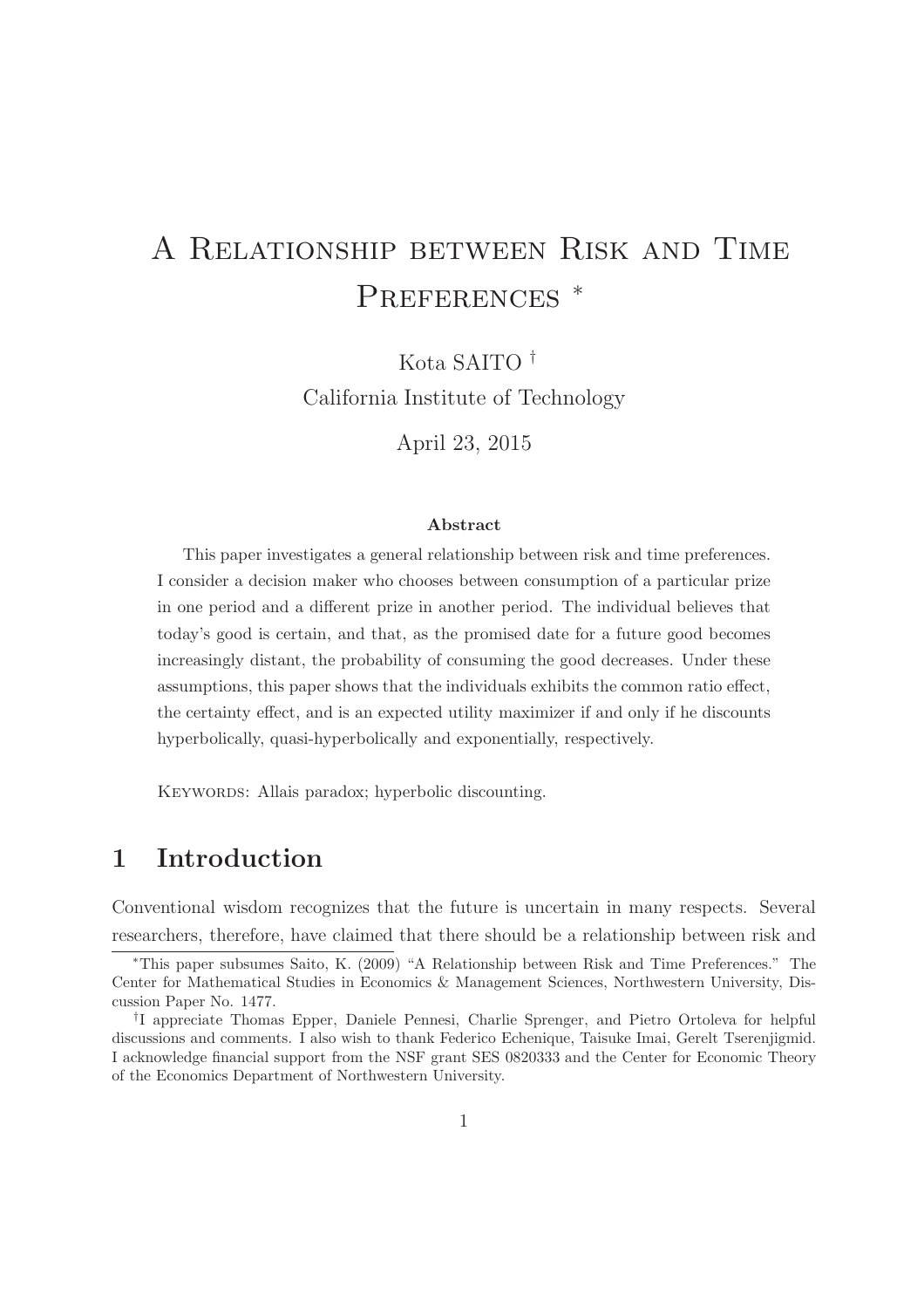# A Relationship between Risk and Time Preferences *

Kota SAITO †

California Institute of Technology

April 23, 2015

### Abstract

This paper investigates a general relationship between risk and time preferences. I consider a decision maker who chooses between consumption of a particular prize in one period and a different prize in another period. The individual believes that today's good is certain, and that, as the promised date for a future good becomes increasingly distant, the probability of consuming the good decreases. Under these assumptions, this paper shows that the individuals exhibits the common ratio effect, the certainty effect, and is an expected utility maximizer if and only if he discounts hyperbolically, quasi-hyperbolically and exponentially, respectively.

Keywords: Allais paradox; hyperbolic discounting.

## 1 Introduction

Conventional wisdom recognizes that the future is uncertain in many respects. Several researchers, therefore, have claimed that there should be a relationship between risk and

*This paper subsumes Saito, K. (2009) "A Relationship between Risk and Time Preferences." The Center for Mathematical Studies in Economics & Management Sciences, Northwestern University, Discussion Paper No. 1477.

†I appreciate Thomas Epper, Daniele Pennesi, Charlie Sprenger, and Pietro Ortoleva for helpful discussions and comments. I also wish to thank Federico Echenique, Taisuke Imai, Gerelt Tserenjigmid. I acknowledge financial support from the NSF grant SES 0820333 and the Center for Economic Theory of the Economics Department of Northwestern University.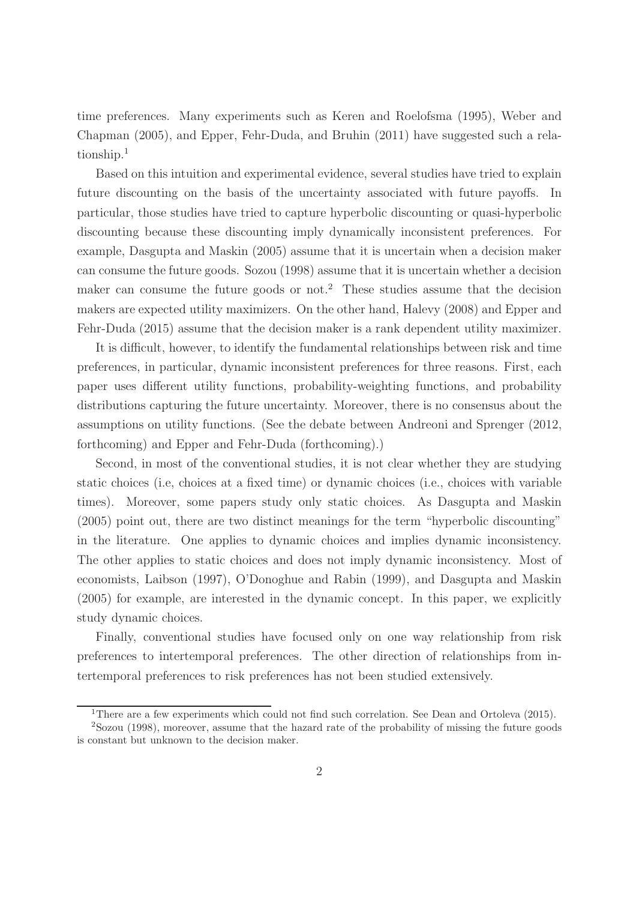time preferences. Many experiments such as Keren and Roelofsma (1995), Weber and Chapman (2005), and Epper, Fehr-Duda, and Bruhin (2011) have suggested such a relationship.[1]

Based on this intuition and experimental evidence, several studies have tried to explain future discounting on the basis of the uncertainty associated with future payoffs. In particular, those studies have tried to capture hyperbolic discounting or quasi-hyperbolic discounting because these discounting imply dynamically inconsistent preferences. For example, Dasgupta and Maskin (2005) assume that it is uncertain when a decision maker can consume the future goods. Sozou (1998) assume that it is uncertain whether a decision maker can consume the future goods or not.[2] These studies assume that the decision makers are expected utility maximizers. On the other hand, Halevy (2008) and Epper and Fehr-Duda (2015) assume that the decision maker is a rank dependent utility maximizer.

It is difficult, however, to identify the fundamental relationships between risk and time preferences, in particular, dynamic inconsistent preferences for three reasons. First, each paper uses different utility functions, probability-weighting functions, and probability distributions capturing the future uncertainty. Moreover, there is no consensus about the assumptions on utility functions. (See the debate between Andreoni and Sprenger (2012, forthcoming) and Epper and Fehr-Duda (forthcoming).)

Second, in most of the conventional studies, it is not clear whether they are studying static choices (i.e, choices at a fixed time) or dynamic choices (i.e., choices with variable times). Moreover, some papers study only static choices. As Dasgupta and Maskin (2005) point out, there are two distinct meanings for the term "hyperbolic discounting" in the literature. One applies to dynamic choices and implies dynamic inconsistency. The other applies to static choices and does not imply dynamic inconsistency. Most of economists, Laibson (1997), O'Donoghue and Rabin (1999), and Dasgupta and Maskin (2005) for example, are interested in the dynamic concept. In this paper, we explicitly study dynamic choices.

Finally, conventional studies have focused only on one way relationship from risk preferences to intertemporal preferences. The other direction of relationships from intertemporal preferences to risk preferences has not been studied extensively.

---

[1] There are a few experiments which could not find such correlation. See Dean and Ortoleva (2015).

[2] Sozou (1998), moreover, assume that the hazard rate of the probability of missing the future goods is constant but unknown to the decision maker.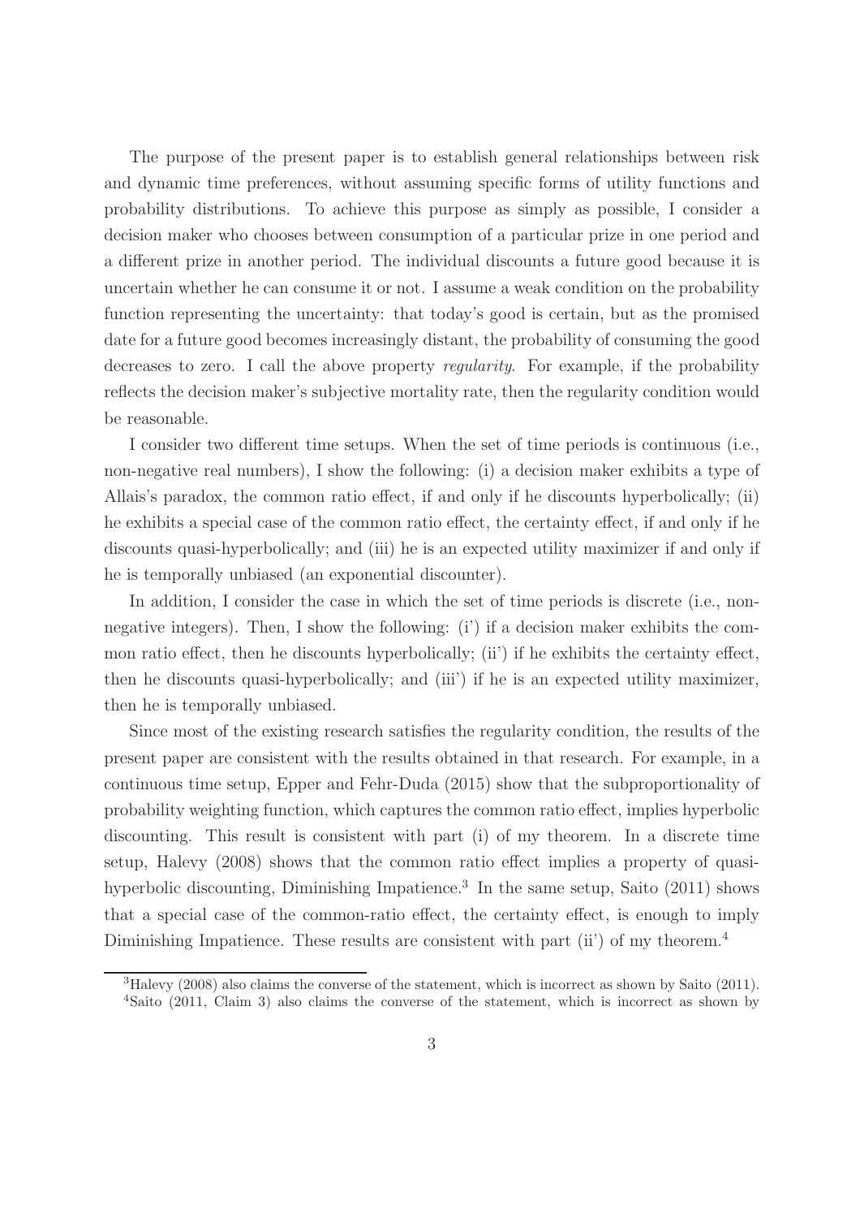The purpose of the present paper is to establish general relationships between risk and dynamic time preferences, without assuming specific forms of utility functions and probability distributions. To achieve this purpose as simply as possible, I consider a decision maker who chooses between consumption of a particular prize in one period and a different prize in another period. The individual discounts a future good because it is uncertain whether he can consume it or not. I assume a weak condition on the probability function representing the uncertainty: that today's good is certain, but as the promised date for a future good becomes increasingly distant, the probability of consuming the good decreases to zero. I call the above property *regularity*. For example, if the probability reflects the decision maker's subjective mortality rate, then the regularity condition would be reasonable.

I consider two different time setups. When the set of time periods is continuous (i.e., non-negative real numbers), I show the following: (i) a decision maker exhibits a type of Allais's paradox, the common ratio effect, if and only if he discounts hyperbolically; (ii) he exhibits a special case of the common ratio effect, the certainty effect, if and only if he discounts quasi-hyperbolically; and (iii) he is an expected utility maximizer if and only if he is temporally unbiased (an exponential discounter).

In addition, I consider the case in which the set of time periods is discrete (i.e., non-negative integers). Then, I show the following: (i') if a decision maker exhibits the common ratio effect, then he discounts hyperbolically; (ii') if he exhibits the certainty effect, then he discounts quasi-hyperbolically; and (iii') if he is an expected utility maximizer, then he is temporally unbiased.

Since most of the existing research satisfies the regularity condition, the results of the present paper are consistent with the results obtained in that research. For example, in a continuous time setup, Epper and Fehr-Duda (2015) show that the subproportionality of probability weighting function, which captures the common ratio effect, implies hyperbolic discounting. This result is consistent with part (i) of my theorem. In a discrete time setup, Halevy (2008) shows that the common ratio effect implies a property of quasi-hyperbolic discounting, Diminishing Impatience.[3] In the same setup, Saito (2011) shows that a special case of the common-ratio effect, the certainty effect, is enough to imply Diminishing Impatience. These results are consistent with part (ii') of my theorem.[4]

[3]Halevy (2008) also claims the converse of the statement, which is incorrect as shown by Saito (2011).

[4]Saito (2011, Claim 3) also claims the converse of the statement, which is incorrect as shown by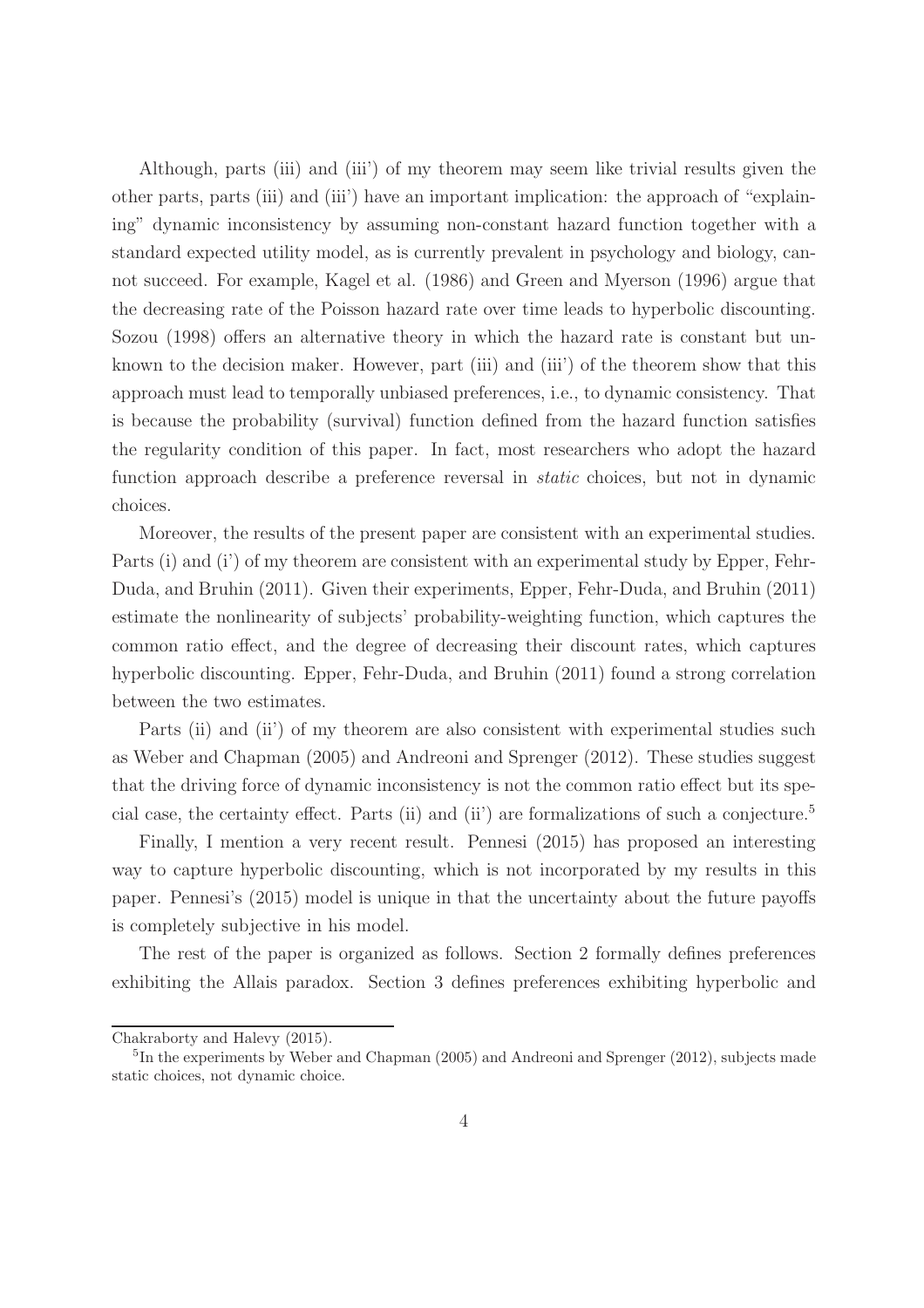Although, parts (iii) and (iii') of my theorem may seem like trivial results given the other parts, parts (iii) and (iii') have an important implication: the approach of "explaining" dynamic inconsistency by assuming non-constant hazard function together with a standard expected utility model, as is currently prevalent in psychology and biology, cannot succeed. For example, Kagel et al. (1986) and Green and Myerson (1996) argue that the decreasing rate of the Poisson hazard rate over time leads to hyperbolic discounting. Sozou (1998) offers an alternative theory in which the hazard rate is constant but unknown to the decision maker. However, part (iii) and (iii') of the theorem show that this approach must lead to temporally unbiased preferences, i.e., to dynamic consistency. That is because the probability (survival) function defined from the hazard function satisfies the regularity condition of this paper. In fact, most researchers who adopt the hazard function approach describe a preference reversal in *static* choices, but not in dynamic choices.

Moreover, the results of the present paper are consistent with an experimental studies. Parts (i) and (i') of my theorem are consistent with an experimental study by Epper, Fehr-Duda, and Bruhin (2011). Given their experiments, Epper, Fehr-Duda, and Bruhin (2011) estimate the nonlinearity of subjects' probability-weighting function, which captures the common ratio effect, and the degree of decreasing their discount rates, which captures hyperbolic discounting. Epper, Fehr-Duda, and Bruhin (2011) found a strong correlation between the two estimates.

Parts (ii) and (ii') of my theorem are also consistent with experimental studies such as Weber and Chapman (2005) and Andreoni and Sprenger (2012). These studies suggest that the driving force of dynamic inconsistency is not the common ratio effect but its special case, the certainty effect. Parts (ii) and (ii') are formalizations of such a conjecture.[5]

Finally, I mention a very recent result. Pennesi (2015) has proposed an interesting way to capture hyperbolic discounting, which is not incorporated by my results in this paper. Pennesi's (2015) model is unique in that the uncertainty about the future payoffs is completely subjective in his model.

The rest of the paper is organized as follows. Section 2 formally defines preferences exhibiting the Allais paradox. Section 3 defines preferences exhibiting hyperbolic and

---

Chakraborty and Halevy (2015).

[5]In the experiments by Weber and Chapman (2005) and Andreoni and Sprenger (2012), subjects made static choices, not dynamic choice.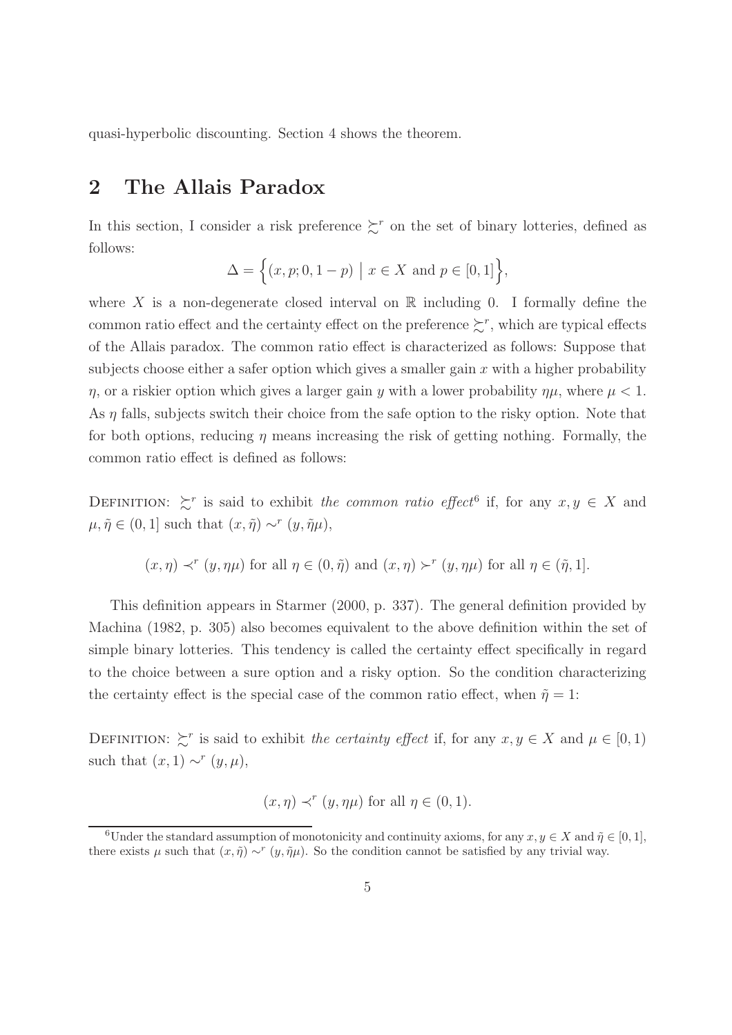quasi-hyperbolic discounting. Section 4 shows the theorem.

## 2 The Allais Paradox

In this section, I consider a risk preference $\succsim^r$ on the set of binary lotteries, defined as follows:

$$\Delta = \Big\{(x, p; 0, 1-p) \;\Big|\; x \in X \text{ and } p \in [0,1]\Big\},$$

where $X$ is a non-degenerate closed interval on $\mathbb{R}$ including 0. I formally define the common ratio effect and the certainty effect on the preference $\succsim^r$, which are typical effects of the Allais paradox. The common ratio effect is characterized as follows: Suppose that subjects choose either a safer option which gives a smaller gain $x$ with a higher probability $\eta$, or a riskier option which gives a larger gain $y$ with a lower probability $\eta\mu$, where $\mu < 1$. As $\eta$ falls, subjects switch their choice from the safe option to the risky option. Note that for both options, reducing $\eta$ means increasing the risk of getting nothing. Formally, the common ratio effect is defined as follows:

Definition: $\succsim^r$ is said to exhibit *the common ratio effect*[6] if, for any $x, y \in X$ and $\mu, \tilde{\eta} \in (0, 1]$ such that $(x, \tilde{\eta}) \sim^r (y, \tilde{\eta}\mu)$,

$$(x, \eta) \prec^r (y, \eta\mu) \text{ for all } \eta \in (0, \tilde{\eta}) \text{ and } (x, \eta) \succ^r (y, \eta\mu) \text{ for all } \eta \in (\tilde{\eta}, 1].$$

This definition appears in Starmer (2000, p. 337). The general definition provided by Machina (1982, p. 305) also becomes equivalent to the above definition within the set of simple binary lotteries. This tendency is called the certainty effect specifically in regard to the choice between a sure option and a risky option. So the condition characterizing the certainty effect is the special case of the common ratio effect, when $\tilde{\eta} = 1$:

Definition: $\succsim^r$ is said to exhibit *the certainty effect* if, for any $x, y \in X$ and $\mu \in [0, 1)$ such that $(x, 1) \sim^r (y, \mu)$,

$$(x, \eta) \prec^r (y, \eta\mu) \text{ for all } \eta \in (0, 1).$$

[6] Under the standard assumption of monotonicity and continuity axioms, for any $x, y \in X$ and $\tilde{\eta} \in [0, 1]$, there exists $\mu$ such that $(x, \tilde{\eta}) \sim^r (y, \tilde{\eta}\mu)$. So the condition cannot be satisfied by any trivial way.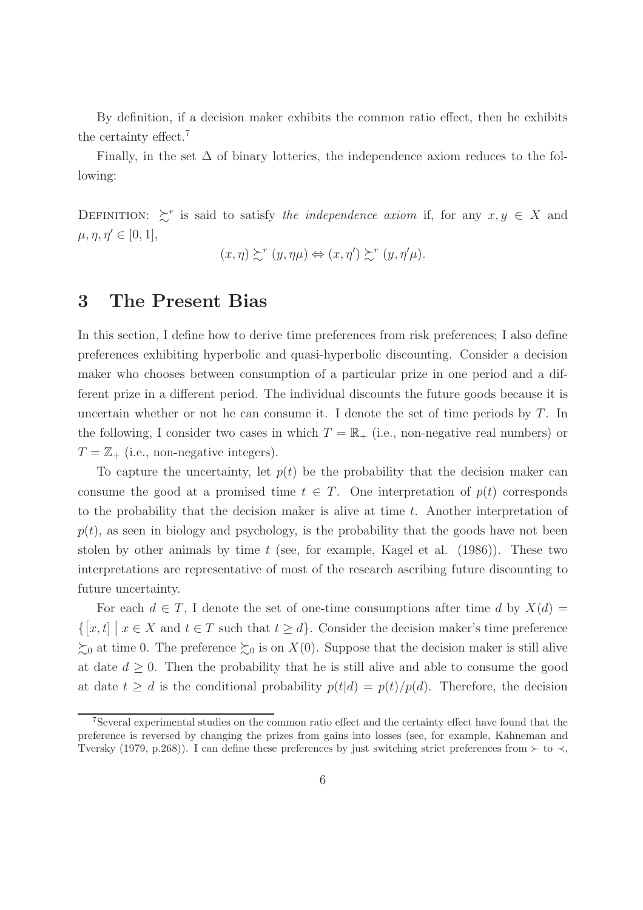By definition, if a decision maker exhibits the common ratio effect, then he exhibits the certainty effect.[7]

Finally, in the set $\Delta$ of binary lotteries, the independence axiom reduces to the following:

DEFINITION: $\succsim^r$ is said to satisfy *the independence axiom* if, for any $x, y \in X$ and $\mu, \eta, \eta' \in [0, 1]$,

$$(x, \eta) \succsim^r (y, \eta\mu) \Leftrightarrow (x, \eta') \succsim^r (y, \eta'\mu).$$

# 3 The Present Bias

In this section, I define how to derive time preferences from risk preferences; I also define preferences exhibiting hyperbolic and quasi-hyperbolic discounting. Consider a decision maker who chooses between consumption of a particular prize in one period and a different prize in a different period. The individual discounts the future goods because it is uncertain whether or not he can consume it. I denote the set of time periods by $T$. In the following, I consider two cases in which $T = \mathbb{R}_+$ (i.e., non-negative real numbers) or $T = \mathbb{Z}_+$ (i.e., non-negative integers).

To capture the uncertainty, let $p(t)$ be the probability that the decision maker can consume the good at a promised time $t \in T$. One interpretation of $p(t)$ corresponds to the probability that the decision maker is alive at time $t$. Another interpretation of $p(t)$, as seen in biology and psychology, is the probability that the goods have not been stolen by other animals by time $t$ (see, for example, Kagel et al. (1986)). These two interpretations are representative of most of the research ascribing future discounting to future uncertainty.

For each $d \in T$, I denote the set of one-time consumptions after time $d$ by $X(d) = \{[x, t] \mid x \in X \text{ and } t \in T \text{ such that } t \geq d\}$. Consider the decision maker's time preference $\succsim_0$ at time 0. The preference $\succsim_0$ is on $X(0)$. Suppose that the decision maker is still alive at date $d \geq 0$. Then the probability that he is still alive and able to consume the good at date $t \geq d$ is the conditional probability $p(t|d) = p(t)/p(d)$. Therefore, the decision

[7] Several experimental studies on the common ratio effect and the certainty effect have found that the preference is reversed by changing the prizes from gains into losses (see, for example, Kahneman and Tversky (1979, p.268)). I can define these preferences by just switching strict preferences from $\succ$ to $\prec$,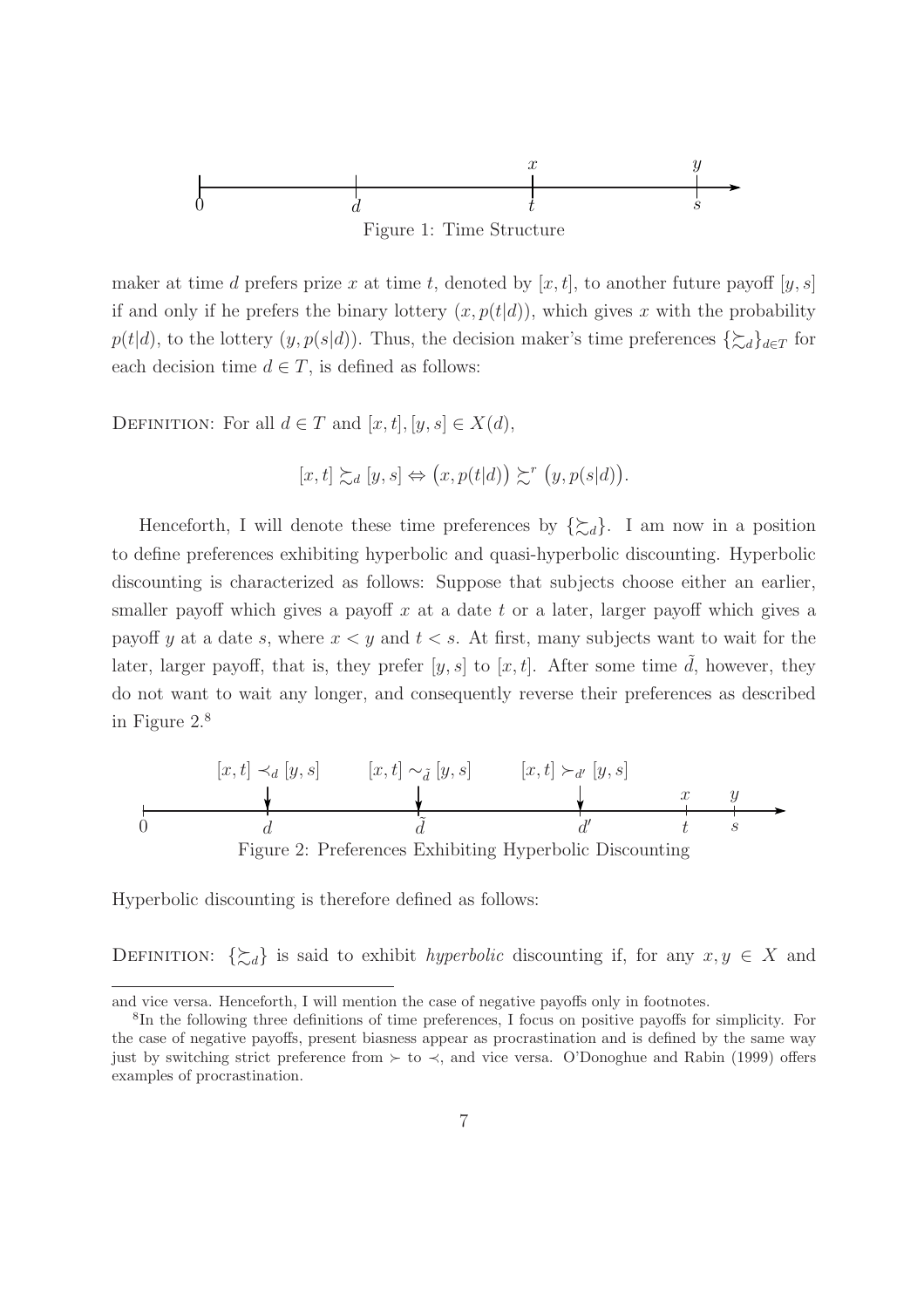Figure 1: Time Structure

maker at time $d$ prefers prize $x$ at time $t$, denoted by $[x,t]$, to another future payoff $[y,s]$ if and only if he prefers the binary lottery $(x, p(t|d))$, which gives $x$ with the probability $p(t|d)$, to the lottery $(y, p(s|d))$. Thus, the decision maker's time preferences $\{\succsim_d\}_{d\in T}$ for each decision time $d \in T$, is defined as follows:

DEFINITION: For all $d \in T$ and $[x,t],[y,s] \in X(d)$,

$$[x,t] \succsim_d [y,s] \Leftrightarrow \big(x, p(t|d)\big) \succsim^r \big(y, p(s|d)\big).$$

Henceforth, I will denote these time preferences by $\{\succsim_d\}$. I am now in a position to define preferences exhibiting hyperbolic and quasi-hyperbolic discounting. Hyperbolic discounting is characterized as follows: Suppose that subjects choose either an earlier, smaller payoff which gives a payoff $x$ at a date $t$ or a later, larger payoff which gives a payoff $y$ at a date $s$, where $x < y$ and $t < s$. At first, many subjects want to wait for the later, larger payoff, that is, they prefer $[y,s]$ to $[x,t]$. After some time $\tilde{d}$, however, they do not want to wait any longer, and consequently reverse their preferences as described in Figure 2.[8]

Figure 2: Preferences Exhibiting Hyperbolic Discounting

Hyperbolic discounting is therefore defined as follows:

DEFINITION: $\{\succsim_d\}$ is said to exhibit *hyperbolic* discounting if, for any $x, y \in X$ and

---

and vice versa. Henceforth, I will mention the case of negative payoffs only in footnotes.

[8] In the following three definitions of time preferences, I focus on positive payoffs for simplicity. For the case of negative payoffs, present biasness appear as procrastination and is defined by the same way just by switching strict preference from $\succ$ to $\prec$, and vice versa. O'Donoghue and Rabin (1999) offers examples of procrastination.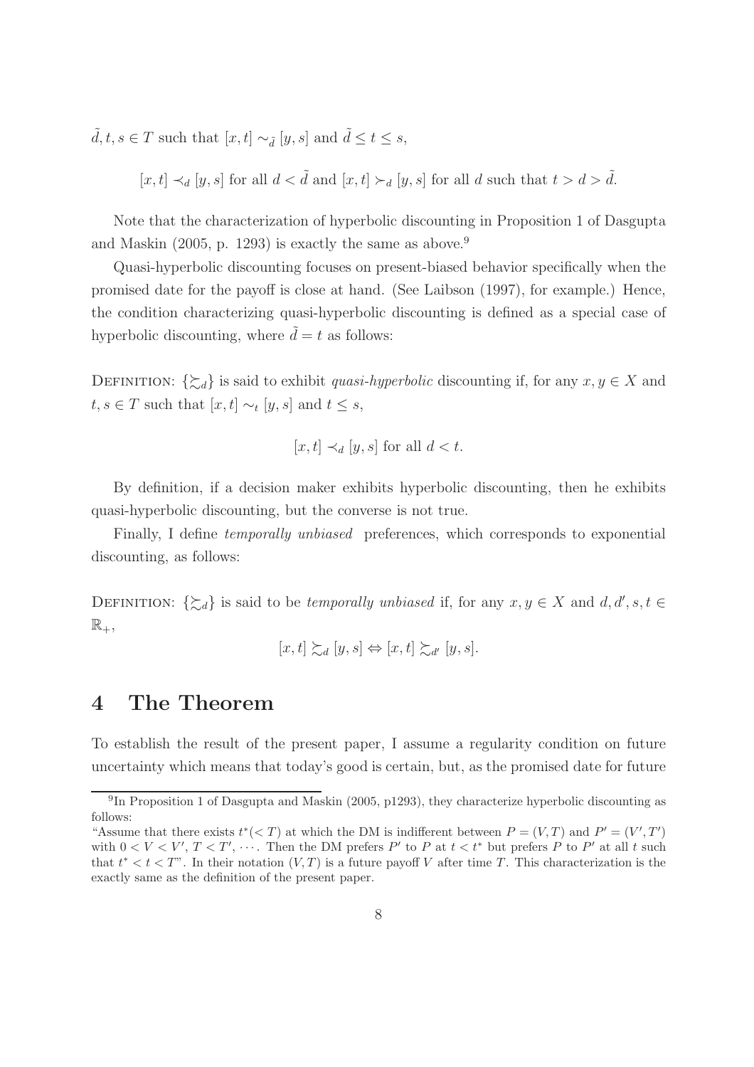$\tilde{d}, t, s \in T$ such that $[x, t] \sim_{\tilde{d}} [y, s]$ and $\tilde{d} \leq t \leq s$,

$$[x, t] \prec_d [y, s] \text{ for all } d < \tilde{d} \text{ and } [x, t] \succ_d [y, s] \text{ for all } d \text{ such that } t > d > \tilde{d}.$$

Note that the characterization of hyperbolic discounting in Proposition 1 of Dasgupta and Maskin (2005, p. 1293) is exactly the same as above.[9]

Quasi-hyperbolic discounting focuses on present-biased behavior specifically when the promised date for the payoff is close at hand. (See Laibson (1997), for example.) Hence, the condition characterizing quasi-hyperbolic discounting is defined as a special case of hyperbolic discounting, where $\tilde{d} = t$ as follows:

DEFINITION: $\{\succsim_d\}$ is said to exhibit *quasi-hyperbolic* discounting if, for any $x, y \in X$ and $t, s \in T$ such that $[x, t] \sim_t [y, s]$ and $t \leq s$,

$$[x, t] \prec_d [y, s] \text{ for all } d < t.$$

By definition, if a decision maker exhibits hyperbolic discounting, then he exhibits quasi-hyperbolic discounting, but the converse is not true.

Finally, I define *temporally unbiased* preferences, which corresponds to exponential discounting, as follows:

DEFINITION: $\{\succsim_d\}$ is said to be *temporally unbiased* if, for any $x, y \in X$ and $d, d', s, t \in \mathbb{R}_+$,

$$[x, t] \succsim_d [y, s] \Leftrightarrow [x, t] \succsim_{d'} [y, s].$$

# 4 The Theorem

To establish the result of the present paper, I assume a regularity condition on future uncertainty which means that today's good is certain, but, as the promised date for future

---

[9] In Proposition 1 of Dasgupta and Maskin (2005, p1293), they characterize hyperbolic discounting as follows:
"Assume that there exists $t^*(< T)$ at which the DM is indifferent between $P = (V, T)$ and $P' = (V', T')$ with $0 < V < V'$, $T < T'$, $\cdots$. Then the DM prefers $P'$ to $P$ at $t < t^*$ but prefers $P$ to $P'$ at all $t$ such that $t^* < t < T$". In their notation $(V, T)$ is a future payoff $V$ after time $T$. This characterization is the exactly same as the definition of the present paper.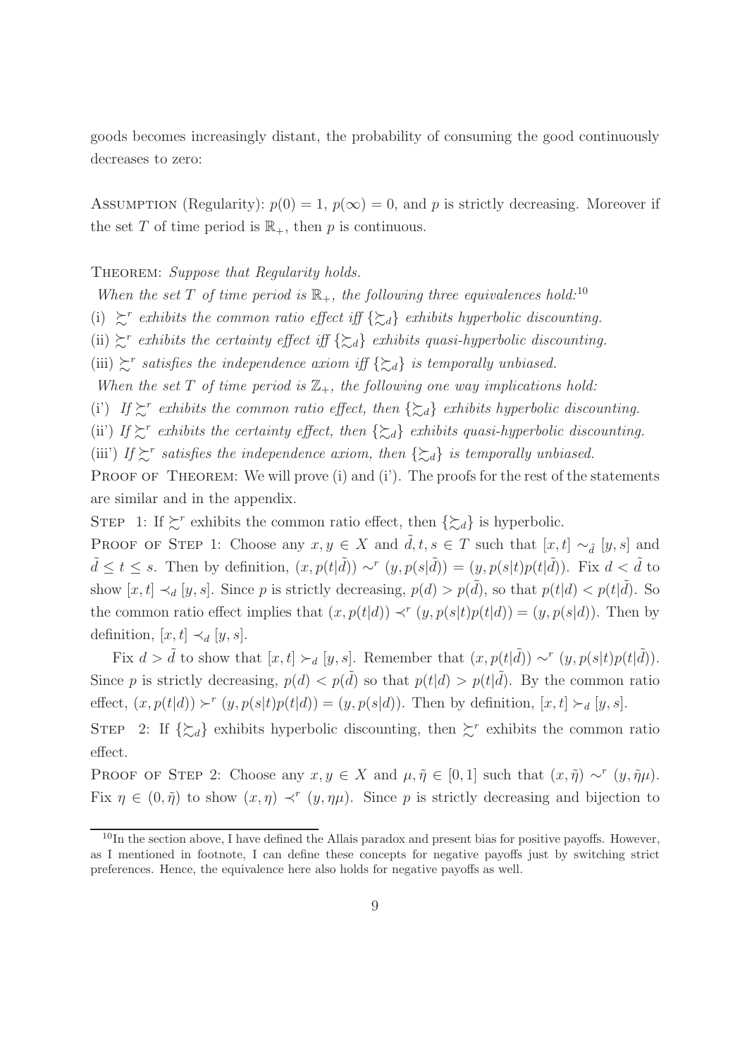goods becomes increasingly distant, the probability of consuming the good continuously decreases to zero:

Assumption (Regularity): $p(0) = 1$, $p(\infty) = 0$, and $p$ is strictly decreasing. Moreover if the set $T$ of time period is $\mathbb{R}_+$, then $p$ is continuous.

Theorem: *Suppose that Regularity holds.*

*When the set $T$ of time period is $\mathbb{R}_+$, the following three equivalences hold:*[10]

(i) *$\succsim^r$ exhibits the common ratio effect iff $\{\succsim_d\}$ exhibits hyperbolic discounting.*

(ii) *$\succsim^r$ exhibits the certainty effect iff $\{\succsim_d\}$ exhibits quasi-hyperbolic discounting.*

(iii) *$\succsim^r$ satisfies the independence axiom iff $\{\succsim_d\}$ is temporally unbiased.*

*When the set $T$ of time period is $\mathbb{Z}_+$, the following one way implications hold:*

(i') *If $\succsim^r$ exhibits the common ratio effect, then $\{\succsim_d\}$ exhibits hyperbolic discounting.*

(ii') *If $\succsim^r$ exhibits the certainty effect, then $\{\succsim_d\}$ exhibits quasi-hyperbolic discounting.*

(iii') *If $\succsim^r$ satisfies the independence axiom, then $\{\succsim_d\}$ is temporally unbiased.*

Proof of Theorem: We will prove (i) and (i'). The proofs for the rest of the statements are similar and in the appendix.

Step 1: If $\succsim^r$ exhibits the common ratio effect, then $\{\succsim_d\}$ is hyperbolic.

Proof of Step 1: Choose any $x, y \in X$ and $\tilde{d}, t, s \in T$ such that $[x, t] \sim_{\tilde{d}} [y, s]$ and $\tilde{d} \leq t \leq s$. Then by definition, $(x, p(t|\tilde{d})) \sim^r (y, p(s|\tilde{d})) = (y, p(s|t)p(t|\tilde{d}))$. Fix $d < \tilde{d}$ to show $[x, t] \prec_d [y, s]$. Since $p$ is strictly decreasing, $p(d) > p(\tilde{d})$, so that $p(t|d) < p(t|\tilde{d})$. So the common ratio effect implies that $(x, p(t|d)) \prec^r (y, p(s|t)p(t|d)) = (y, p(s|d))$. Then by definition, $[x, t] \prec_d [y, s]$.

Fix $d > \tilde{d}$ to show that $[x, t] \succ_d [y, s]$. Remember that $(x, p(t|\tilde{d})) \sim^r (y, p(s|t)p(t|\tilde{d}))$. Since $p$ is strictly decreasing, $p(d) < p(\tilde{d})$ so that $p(t|d) > p(t|\tilde{d})$. By the common ratio effect, $(x, p(t|d)) \succ^r (y, p(s|t)p(t|d)) = (y, p(s|d))$. Then by definition, $[x, t] \succ_d [y, s]$.

Step 2: If $\{\succsim_d\}$ exhibits hyperbolic discounting, then $\succsim^r$ exhibits the common ratio effect.

Proof of Step 2: Choose any $x, y \in X$ and $\mu, \tilde{\eta} \in [0, 1]$ such that $(x, \tilde{\eta}) \sim^r (y, \tilde{\eta}\mu)$. Fix $\eta \in (0, \tilde{\eta})$ to show $(x, \eta) \prec^r (y, \eta\mu)$. Since $p$ is strictly decreasing and bijection to

[10] In the section above, I have defined the Allais paradox and present bias for positive payoffs. However, as I mentioned in footnote, I can define these concepts for negative payoffs just by switching strict preferences. Hence, the equivalence here also holds for negative payoffs as well.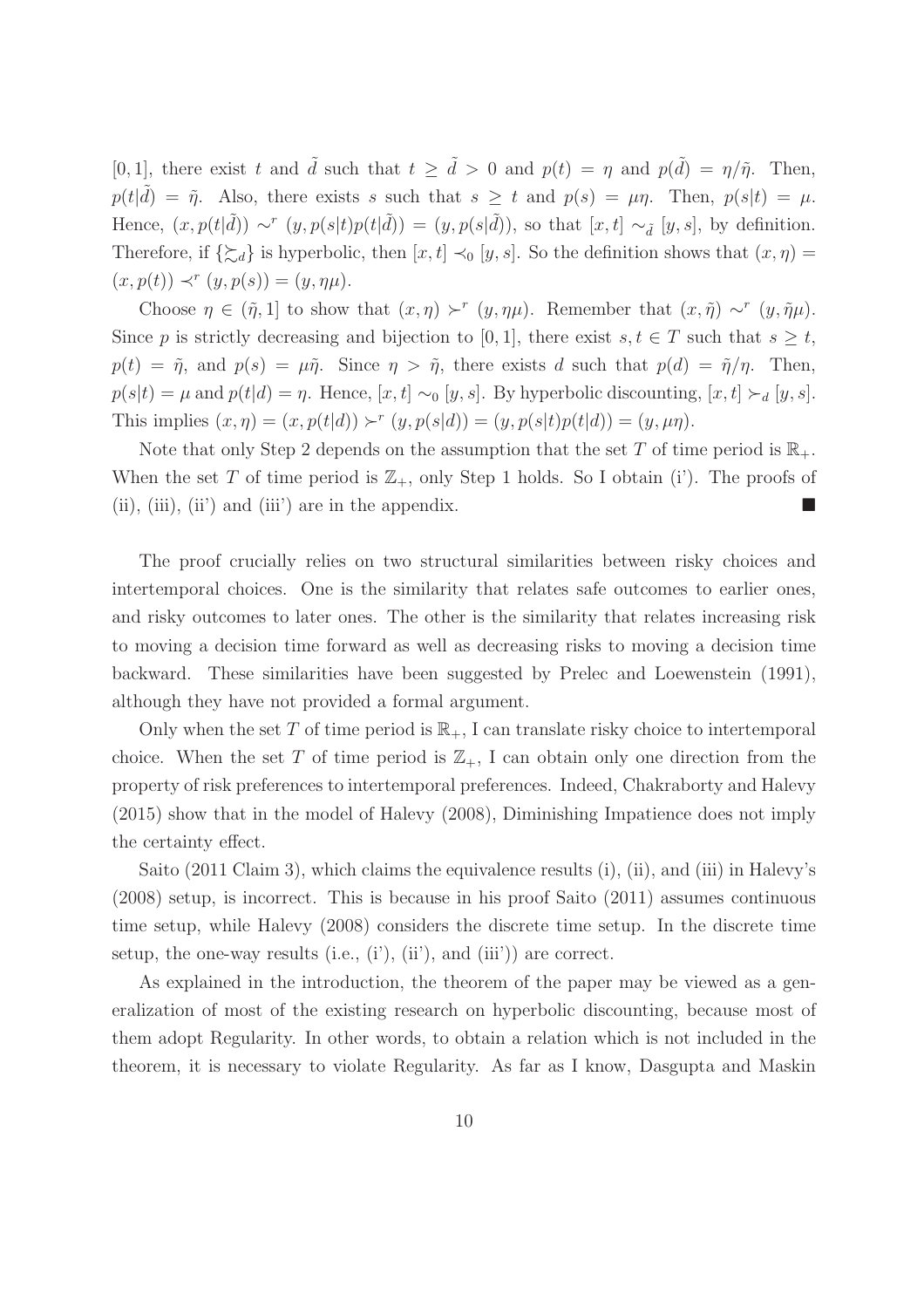$[0, 1]$, there exist $t$ and $\tilde{d}$ such that $t \geq \tilde{d} > 0$ and $p(t) = \eta$ and $p(\tilde{d}) = \eta/\tilde{\eta}$. Then, $p(t|\tilde{d}) = \tilde{\eta}$. Also, there exists $s$ such that $s \geq t$ and $p(s) = \mu\eta$. Then, $p(s|t) = \mu$. Hence, $(x, p(t|\tilde{d})) \sim^r (y, p(s|t)p(t|\tilde{d})) = (y, p(s|\tilde{d}))$, so that $[x, t] \sim_{\tilde{d}} [y, s]$, by definition. Therefore, if $\{\succsim_d\}$ is hyperbolic, then $[x, t] \prec_0 [y, s]$. So the definition shows that $(x, \eta) = (x, p(t)) \prec^r (y, p(s)) = (y, \eta\mu)$.

Choose $\eta \in (\tilde{\eta}, 1]$ to show that $(x, \eta) \succ^r (y, \eta\mu)$. Remember that $(x, \tilde{\eta}) \sim^r (y, \tilde{\eta}\mu)$. Since $p$ is strictly decreasing and bijection to $[0, 1]$, there exist $s, t \in T$ such that $s \geq t$, $p(t) = \tilde{\eta}$, and $p(s) = \mu\tilde{\eta}$. Since $\eta > \tilde{\eta}$, there exists $d$ such that $p(d) = \tilde{\eta}/\eta$. Then, $p(s|t) = \mu$ and $p(t|d) = \eta$. Hence, $[x, t] \sim_0 [y, s]$. By hyperbolic discounting, $[x, t] \succ_d [y, s]$. This implies $(x, \eta) = (x, p(t|d)) \succ^r (y, p(s|d)) = (y, p(s|t)p(t|d)) = (y, \mu\eta)$.

Note that only Step 2 depends on the assumption that the set $T$ of time period is $\mathbb{R}_+$. When the set $T$ of time period is $\mathbb{Z}_+$, only Step 1 holds. So I obtain (i'). The proofs of (ii), (iii), (ii') and (iii') are in the appendix. ■

The proof crucially relies on two structural similarities between risky choices and intertemporal choices. One is the similarity that relates safe outcomes to earlier ones, and risky outcomes to later ones. The other is the similarity that relates increasing risk to moving a decision time forward as well as decreasing risks to moving a decision time backward. These similarities have been suggested by Prelec and Loewenstein (1991), although they have not provided a formal argument.

Only when the set $T$ of time period is $\mathbb{R}_+$, I can translate risky choice to intertemporal choice. When the set $T$ of time period is $\mathbb{Z}_+$, I can obtain only one direction from the property of risk preferences to intertemporal preferences. Indeed, Chakraborty and Halevy (2015) show that in the model of Halevy (2008), Diminishing Impatience does not imply the certainty effect.

Saito (2011 Claim 3), which claims the equivalence results (i), (ii), and (iii) in Halevy's (2008) setup, is incorrect. This is because in his proof Saito (2011) assumes continuous time setup, while Halevy (2008) considers the discrete time setup. In the discrete time setup, the one-way results (i.e., (i'), (ii'), and (iii')) are correct.

As explained in the introduction, the theorem of the paper may be viewed as a generalization of most of the existing research on hyperbolic discounting, because most of them adopt Regularity. In other words, to obtain a relation which is not included in the theorem, it is necessary to violate Regularity. As far as I know, Dasgupta and Maskin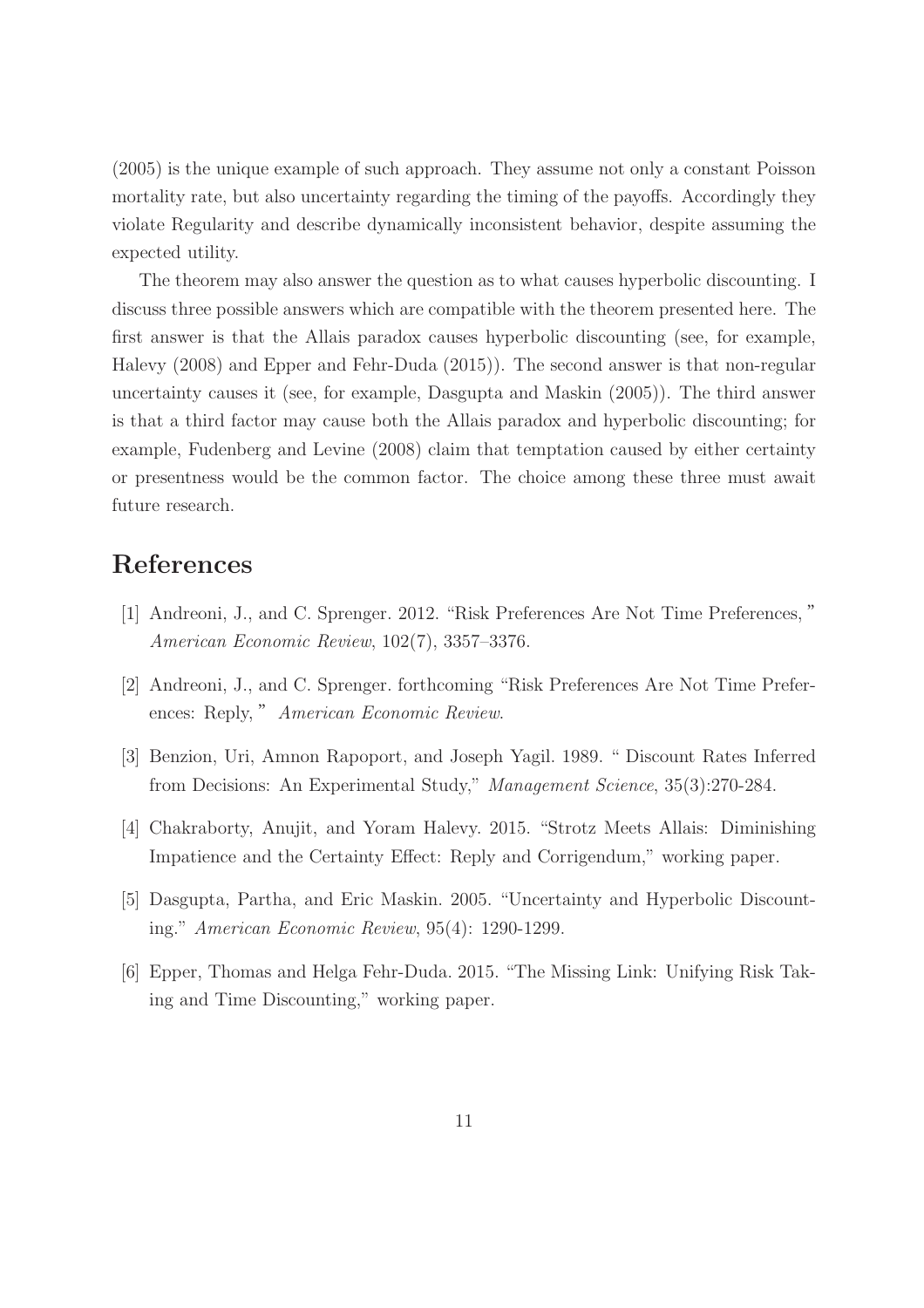(2005) is the unique example of such approach. They assume not only a constant Poisson mortality rate, but also uncertainty regarding the timing of the payoffs. Accordingly they violate Regularity and describe dynamically inconsistent behavior, despite assuming the expected utility.

The theorem may also answer the question as to what causes hyperbolic discounting. I discuss three possible answers which are compatible with the theorem presented here. The first answer is that the Allais paradox causes hyperbolic discounting (see, for example, Halevy (2008) and Epper and Fehr-Duda (2015)). The second answer is that non-regular uncertainty causes it (see, for example, Dasgupta and Maskin (2005)). The third answer is that a third factor may cause both the Allais paradox and hyperbolic discounting; for example, Fudenberg and Levine (2008) claim that temptation caused by either certainty or presentness would be the common factor. The choice among these three must await future research.

# References

[1] Andreoni, J., and C. Sprenger. 2012. "Risk Preferences Are Not Time Preferences, " *American Economic Review*, 102(7), 3357–3376.

[2] Andreoni, J., and C. Sprenger. forthcoming "Risk Preferences Are Not Time Preferences: Reply, " *American Economic Review*.

[3] Benzion, Uri, Amnon Rapoport, and Joseph Yagil. 1989. " Discount Rates Inferred from Decisions: An Experimental Study," *Management Science*, 35(3):270-284.

[4] Chakraborty, Anujit, and Yoram Halevy. 2015. "Strotz Meets Allais: Diminishing Impatience and the Certainty Effect: Reply and Corrigendum," working paper.

[5] Dasgupta, Partha, and Eric Maskin. 2005. "Uncertainty and Hyperbolic Discounting." *American Economic Review*, 95(4): 1290-1299.

[6] Epper, Thomas and Helga Fehr-Duda. 2015. "The Missing Link: Unifying Risk Taking and Time Discounting," working paper.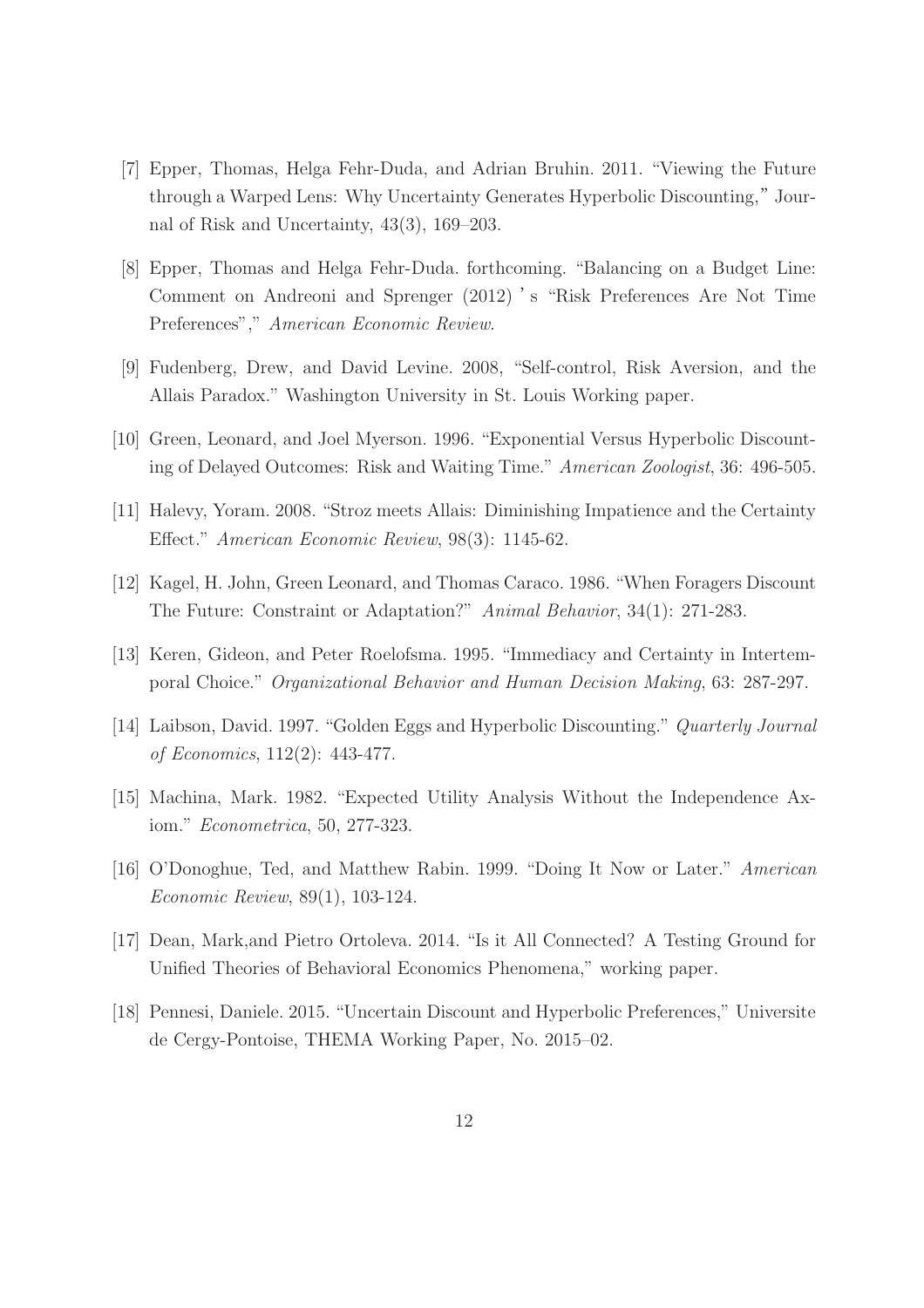[7] Epper, Thomas, Helga Fehr-Duda, and Adrian Bruhin. 2011. "Viewing the Future through a Warped Lens: Why Uncertainty Generates Hyperbolic Discounting," Journal of Risk and Uncertainty, 43(3), 169–203.

[8] Epper, Thomas and Helga Fehr-Duda. forthcoming. "Balancing on a Budget Line: Comment on Andreoni and Sprenger (2012)'s "Risk Preferences Are Not Time Preferences"," *American Economic Review*.

[9] Fudenberg, Drew, and David Levine. 2008, "Self-control, Risk Aversion, and the Allais Paradox." Washington University in St. Louis Working paper.

[10] Green, Leonard, and Joel Myerson. 1996. "Exponential Versus Hyperbolic Discounting of Delayed Outcomes: Risk and Waiting Time." *American Zoologist*, 36: 496-505.

[11] Halevy, Yoram. 2008. "Stroz meets Allais: Diminishing Impatience and the Certainty Effect." *American Economic Review*, 98(3): 1145-62.

[12] Kagel, H. John, Green Leonard, and Thomas Caraco. 1986. "When Foragers Discount The Future: Constraint or Adaptation?" *Animal Behavior*, 34(1): 271-283.

[13] Keren, Gideon, and Peter Roelofsma. 1995. "Immediacy and Certainty in Intertemporal Choice." *Organizational Behavior and Human Decision Making*, 63: 287-297.

[14] Laibson, David. 1997. "Golden Eggs and Hyperbolic Discounting." *Quarterly Journal of Economics*, 112(2): 443-477.

[15] Machina, Mark. 1982. "Expected Utility Analysis Without the Independence Axiom." *Econometrica*, 50, 277-323.

[16] O'Donoghue, Ted, and Matthew Rabin. 1999. "Doing It Now or Later." *American Economic Review*, 89(1), 103-124.

[17] Dean, Mark,and Pietro Ortoleva. 2014. "Is it All Connected? A Testing Ground for Unified Theories of Behavioral Economics Phenomena," working paper.

[18] Pennesi, Daniele. 2015. "Uncertain Discount and Hyperbolic Preferences," Universite de Cergy-Pontoise, THEMA Working Paper, No. 2015–02.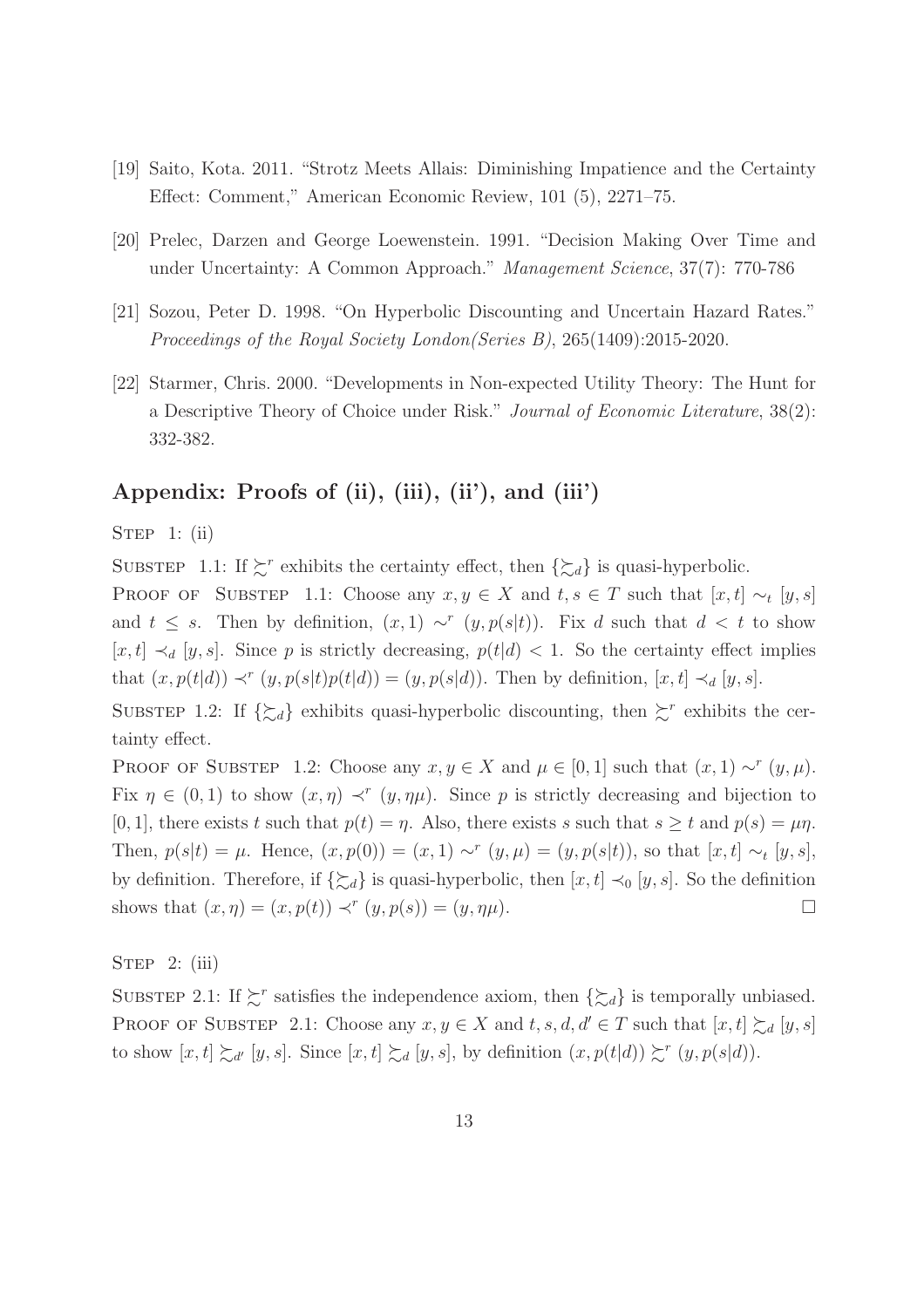[19] Saito, Kota. 2011. "Strotz Meets Allais: Diminishing Impatience and the Certainty Effect: Comment," American Economic Review, 101 (5), 2271–75.

[20] Prelec, Darzen and George Loewenstein. 1991. "Decision Making Over Time and under Uncertainty: A Common Approach." *Management Science*, 37(7): 770-786

[21] Sozou, Peter D. 1998. "On Hyperbolic Discounting and Uncertain Hazard Rates." *Proceedings of the Royal Society London(Series B)*, 265(1409):2015-2020.

[22] Starmer, Chris. 2000. "Developments in Non-expected Utility Theory: The Hunt for a Descriptive Theory of Choice under Risk." *Journal of Economic Literature*, 38(2): 332-382.

## Appendix: Proofs of (ii), (iii), (ii'), and (iii')

Step 1: (ii)

Substep 1.1: If $\succsim^r$ exhibits the certainty effect, then $\{\succsim_d\}$ is quasi-hyperbolic.

Proof of Substep 1.1: Choose any $x, y \in X$ and $t, s \in T$ such that $[x, t] \sim_t [y, s]$ and $t \leq s$. Then by definition, $(x, 1) \sim^r (y, p(s|t))$. Fix $d$ such that $d < t$ to show $[x, t] \prec_d [y, s]$. Since $p$ is strictly decreasing, $p(t|d) < 1$. So the certainty effect implies that $(x, p(t|d)) \prec^r (y, p(s|t)p(t|d)) = (y, p(s|d))$. Then by definition, $[x, t] \prec_d [y, s]$.

Substep 1.2: If $\{\succsim_d\}$ exhibits quasi-hyperbolic discounting, then $\succsim^r$ exhibits the certainty effect.

Proof of Substep 1.2: Choose any $x, y \in X$ and $\mu \in [0, 1]$ such that $(x, 1) \sim^r (y, \mu)$. Fix $\eta \in (0, 1)$ to show $(x, \eta) \prec^r (y, \eta\mu)$. Since $p$ is strictly decreasing and bijection to $[0, 1]$, there exists $t$ such that $p(t) = \eta$. Also, there exists $s$ such that $s \geq t$ and $p(s) = \mu\eta$. Then, $p(s|t) = \mu$. Hence, $(x, p(0)) = (x, 1) \sim^r (y, \mu) = (y, p(s|t))$, so that $[x, t] \sim_t [y, s]$, by definition. Therefore, if $\{\succsim_d\}$ is quasi-hyperbolic, then $[x, t] \prec_0 [y, s]$. So the definition shows that $(x, \eta) = (x, p(t)) \prec^r (y, p(s)) = (y, \eta\mu)$. □

Step 2: (iii)

Substep 2.1: If $\succsim^r$ satisfies the independence axiom, then $\{\succsim_d\}$ is temporally unbiased.

Proof of Substep 2.1: Choose any $x, y \in X$ and $t, s, d, d' \in T$ such that $[x, t] \succsim_d [y, s]$ to show $[x, t] \succsim_{d'} [y, s]$. Since $[x, t] \succsim_d [y, s]$, by definition $(x, p(t|d)) \succsim^r (y, p(s|d))$.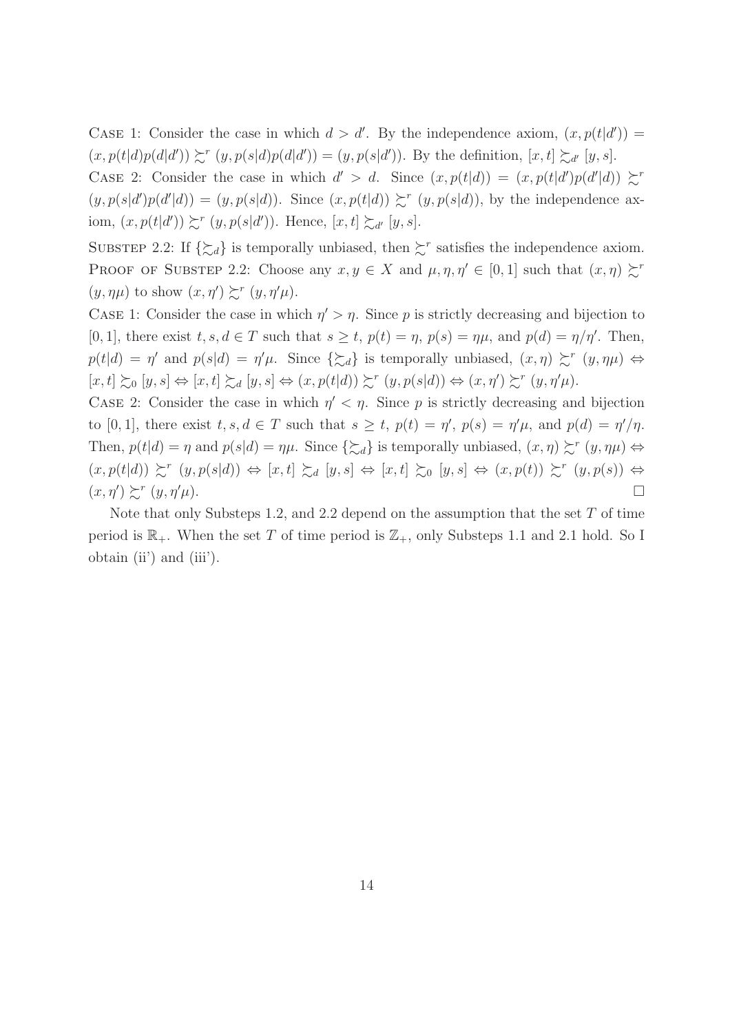Case 1: Consider the case in which $d > d'$. By the independence axiom, $(x, p(t|d')) = (x, p(t|d)p(d|d')) \succsim^r (y, p(s|d)p(d|d')) = (y, p(s|d'))$. By the definition, $[x, t] \succsim_{d'} [y, s]$.

Case 2: Consider the case in which $d' > d$. Since $(x, p(t|d)) = (x, p(t|d')p(d'|d)) \succsim^r (y, p(s|d')p(d'|d)) = (y, p(s|d))$. Since $(x, p(t|d)) \succsim^r (y, p(s|d))$, by the independence axiom, $(x, p(t|d')) \succsim^r (y, p(s|d'))$. Hence, $[x, t] \succsim_{d'} [y, s]$.

Substep 2.2: If $\{\succsim_d\}$ is temporally unbiased, then $\succsim^r$ satisfies the independence axiom.

Proof of Substep 2.2: Choose any $x, y \in X$ and $\mu, \eta, \eta' \in [0, 1]$ such that $(x, \eta) \succsim^r (y, \eta\mu)$ to show $(x, \eta') \succsim^r (y, \eta'\mu)$.

Case 1: Consider the case in which $\eta' > \eta$. Since $p$ is strictly decreasing and bijection to $[0, 1]$, there exist $t, s, d \in T$ such that $s \geq t$, $p(t) = \eta$, $p(s) = \eta\mu$, and $p(d) = \eta/\eta'$. Then, $p(t|d) = \eta'$ and $p(s|d) = \eta'\mu$. Since $\{\succsim_d\}$ is temporally unbiased, $(x, \eta) \succsim^r (y, \eta\mu) \Leftrightarrow [x, t] \succsim_0 [y, s] \Leftrightarrow [x, t] \succsim_d [y, s] \Leftrightarrow (x, p(t|d)) \succsim^r (y, p(s|d)) \Leftrightarrow (x, \eta') \succsim^r (y, \eta'\mu)$.

Case 2: Consider the case in which $\eta' < \eta$. Since $p$ is strictly decreasing and bijection to $[0, 1]$, there exist $t, s, d \in T$ such that $s \geq t$, $p(t) = \eta'$, $p(s) = \eta'\mu$, and $p(d) = \eta'/\eta$. Then, $p(t|d) = \eta$ and $p(s|d) = \eta\mu$. Since $\{\succsim_d\}$ is temporally unbiased, $(x, \eta) \succsim^r (y, \eta\mu) \Leftrightarrow (x, p(t|d)) \succsim^r (y, p(s|d)) \Leftrightarrow [x, t] \succsim_d [y, s] \Leftrightarrow [x, t] \succsim_0 [y, s] \Leftrightarrow (x, p(t)) \succsim^r (y, p(s)) \Leftrightarrow (x, \eta') \succsim^r (y, \eta'\mu)$. □

Note that only Substeps 1.2, and 2.2 depend on the assumption that the set $T$ of time period is $\mathbb{R}_+$. When the set $T$ of time period is $\mathbb{Z}_+$, only Substeps 1.1 and 2.1 hold. So I obtain (ii') and (iii').